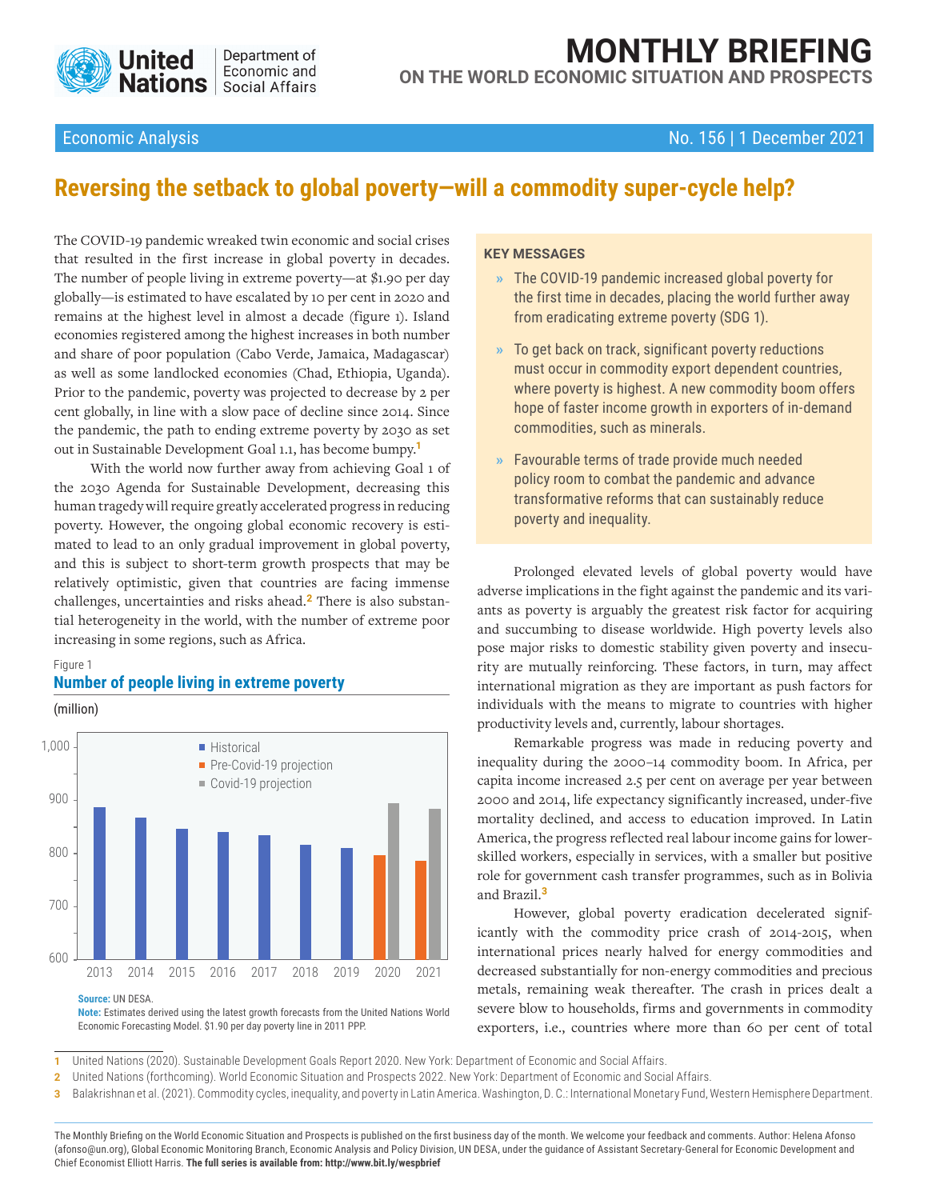# MONTHLY BRIEFING

## ON THE WORLD ECONOMIC SITUATION AND PROSPECTS

Economic Analysis — No. 156 | 1 December 2021

# Reversing the setback to global poverty—will a commodity super-cycle help?

The COVID-19 pandemic wreaked twin economic and social crises that resulted in the first increase in global poverty in decades. The number of people living in extreme poverty—at $1.90 per day globally—is estimated to have escalated by 10 per cent in 2020 and remains at the highest level in almost a decade (figure 1). Island economies registered among the highest increases in both number and share of poor population (Cabo Verde, Jamaica, Madagascar) as well as some landlocked economies (Chad, Ethiopia, Uganda). Prior to the pandemic, poverty was projected to decrease by 2 per cent globally, in line with a slow pace of decline since 2014. Since the pandemic, the path to ending extreme poverty by 2030 as set out in Sustainable Development Goal 1.1, has become bumpy.[1]

With the world now further away from achieving Goal 1 of the 2030 Agenda for Sustainable Development, decreasing this human tragedy will require greatly accelerated progress in reducing poverty. However, the ongoing global economic recovery is estimated to lead to an only gradual improvement in global poverty, and this is subject to short-term growth prospects that may be relatively optimistic, given that countries are facing immense challenges, uncertainties and risks ahead.[2] There is also substantial heterogeneity in the world, with the number of extreme poor increasing in some regions, such as Africa.

Figure 1

**Number of people living in extreme poverty**

(million)

**Source:** UN DESA.

**Note:** Estimates derived using the latest growth forecasts from the United Nations World Economic Forecasting Model. $1.90 per day poverty line in 2011 PPP.

**KEY MESSAGES**

- The COVID-19 pandemic increased global poverty for the first time in decades, placing the world further away from eradicating extreme poverty (SDG 1).
- To get back on track, significant poverty reductions must occur in commodity export dependent countries, where poverty is highest. A new commodity boom offers hope of faster income growth in exporters of in-demand commodities, such as minerals.
- Favourable terms of trade provide much needed policy room to combat the pandemic and advance transformative reforms that can sustainably reduce poverty and inequality.

Prolonged elevated levels of global poverty would have adverse implications in the fight against the pandemic and its variants as poverty is arguably the greatest risk factor for acquiring and succumbing to disease worldwide. High poverty levels also pose major risks to domestic stability given poverty and insecurity are mutually reinforcing. These factors, in turn, may affect international migration as they are important as push factors for individuals with the means to migrate to countries with higher productivity levels and, currently, labour shortages.

Remarkable progress was made in reducing poverty and inequality during the 2000–14 commodity boom. In Africa, per capita income increased 2.5 per cent on average per year between 2000 and 2014, life expectancy significantly increased, under-five mortality declined, and access to education improved. In Latin America, the progress reflected real labour income gains for lower-skilled workers, especially in services, with a smaller but positive role for government cash transfer programmes, such as in Bolivia and Brazil.[3]

However, global poverty eradication decelerated significantly with the commodity price crash of 2014-2015, when international prices nearly halved for energy commodities and decreased substantially for non-energy commodities and precious metals, remaining weak thereafter. The crash in prices dealt a severe blow to households, firms and governments in commodity exporters, i.e., countries where more than 60 per cent of total

---

1 United Nations (2020). Sustainable Development Goals Report 2020. New York: Department of Economic and Social Affairs.

2 United Nations (forthcoming). World Economic Situation and Prospects 2022. New York: Department of Economic and Social Affairs.

3 Balakrishnan et al. (2021). Commodity cycles, inequality, and poverty in Latin America. Washington, D. C.: International Monetary Fund, Western Hemisphere Department.

The Monthly Briefing on the World Economic Situation and Prospects is published on the first business day of the month. We welcome your feedback and comments. Author: Helena Afonso (afonso@un.org), Global Economic Monitoring Branch, Economic Analysis and Policy Division, UN DESA, under the guidance of Assistant Secretary-General for Economic Development and Chief Economist Elliott Harris. **The full series is available from: http://www.bit.ly/wespbrief**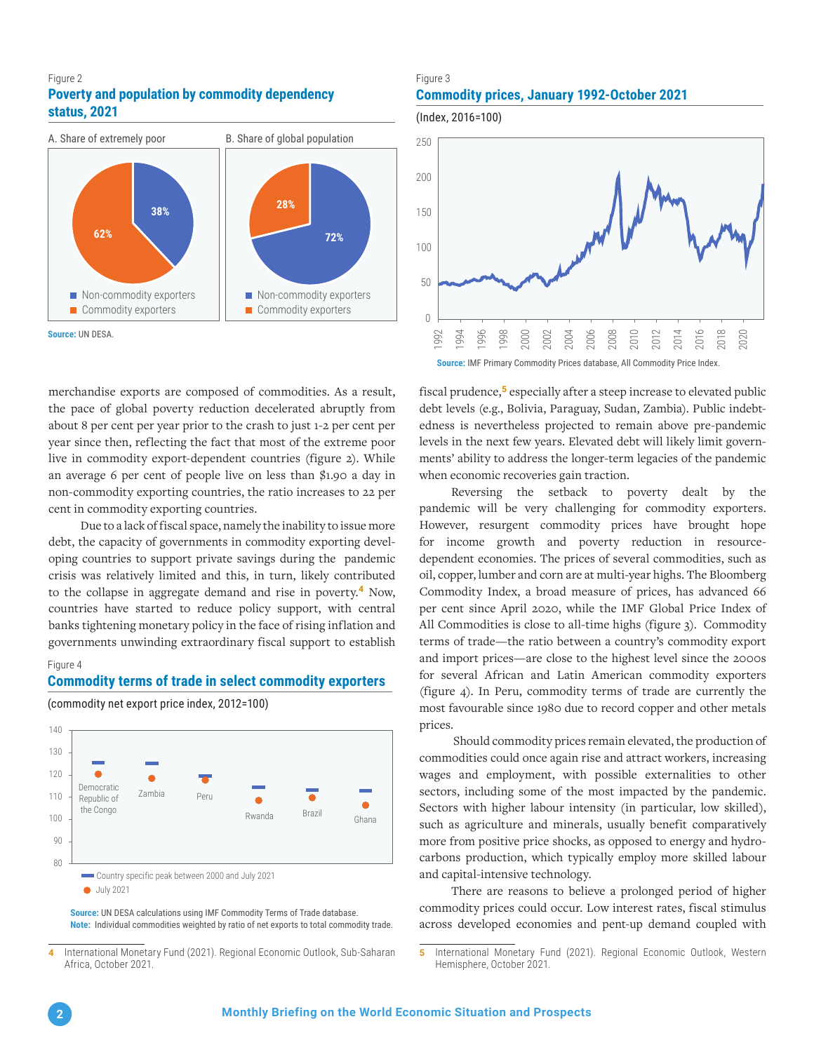Figure 2

**Poverty and population by commodity dependency status, 2021**

A. Share of extremely poor

- Non-commodity exporters: 38%
- Commodity exporters: 62%

B. Share of global population

- Non-commodity exporters: 72%
- Commodity exporters: 28%

**Source:** UN DESA.

Figure 3

**Commodity prices, January 1992-October 2021**

(Index, 2016=100)

**Source:** IMF Primary Commodity Prices database, All Commodity Price Index.

merchandise exports are composed of commodities. As a result, the pace of global poverty reduction decelerated abruptly from about 8 per cent per year prior to the crash to just 1-2 per cent per year since then, reflecting the fact that most of the extreme poor live in commodity export-dependent countries (figure 2). While an average 6 per cent of people live on less than $1.90 a day in non-commodity exporting countries, the ratio increases to 22 per cent in commodity exporting countries.

Due to a lack of fiscal space, namely the inability to issue more debt, the capacity of governments in commodity exporting developing countries to support private savings during the pandemic crisis was relatively limited and this, in turn, likely contributed to the collapse in aggregate demand and rise in poverty.[4] Now, countries have started to reduce policy support, with central banks tightening monetary policy in the face of rising inflation and governments unwinding extraordinary fiscal support to establish fiscal prudence,[5] especially after a steep increase to elevated public debt levels (e.g., Bolivia, Paraguay, Sudan, Zambia). Public indebtedness is nevertheless projected to remain above pre-pandemic levels in the next few years. Elevated debt will likely limit governments' ability to address the longer-term legacies of the pandemic when economic recoveries gain traction.

Reversing the setback to poverty dealt by the pandemic will be very challenging for commodity exporters. However, resurgent commodity prices have brought hope for income growth and poverty reduction in resource-dependent economies. The prices of several commodities, such as oil, copper, lumber and corn are at multi-year highs. The Bloomberg Commodity Index, a broad measure of prices, has advanced 66 per cent since April 2020, while the IMF Global Price Index of All Commodities is close to all-time highs (figure 3). Commodity terms of trade—the ratio between a country's commodity export and import prices—are close to the highest level since the 2000s for several African and Latin American commodity exporters (figure 4). In Peru, commodity terms of trade are currently the most favourable since 1980 due to record copper and other metals prices.

Should commodity prices remain elevated, the production of commodities could once again rise and attract workers, increasing wages and employment, with possible externalities to other sectors, including some of the most impacted by the pandemic. Sectors with higher labour intensity (in particular, low skilled), such as agriculture and minerals, usually benefit comparatively more from positive price shocks, as opposed to energy and hydrocarbons production, which typically employ more skilled labour and capital-intensive technology.

There are reasons to believe a prolonged period of higher commodity prices could occur. Low interest rates, fiscal stimulus across developed economies and pent-up demand coupled with

Figure 4

**Commodity terms of trade in select commodity exporters**

(commodity net export price index, 2012=100)

Countries: Democratic Republic of the Congo, Zambia, Peru, Rwanda, Brazil, Ghana

- Country specific peak between 2000 and July 2021
- July 2021

**Source:** UN DESA calculations using IMF Commodity Terms of Trade database.
**Note:** Individual commodities weighted by ratio of net exports to total commodity trade.

4 International Monetary Fund (2021). Regional Economic Outlook, Sub-Saharan Africa, October 2021.

5 International Monetary Fund (2021). Regional Economic Outlook, Western Hemisphere, October 2021.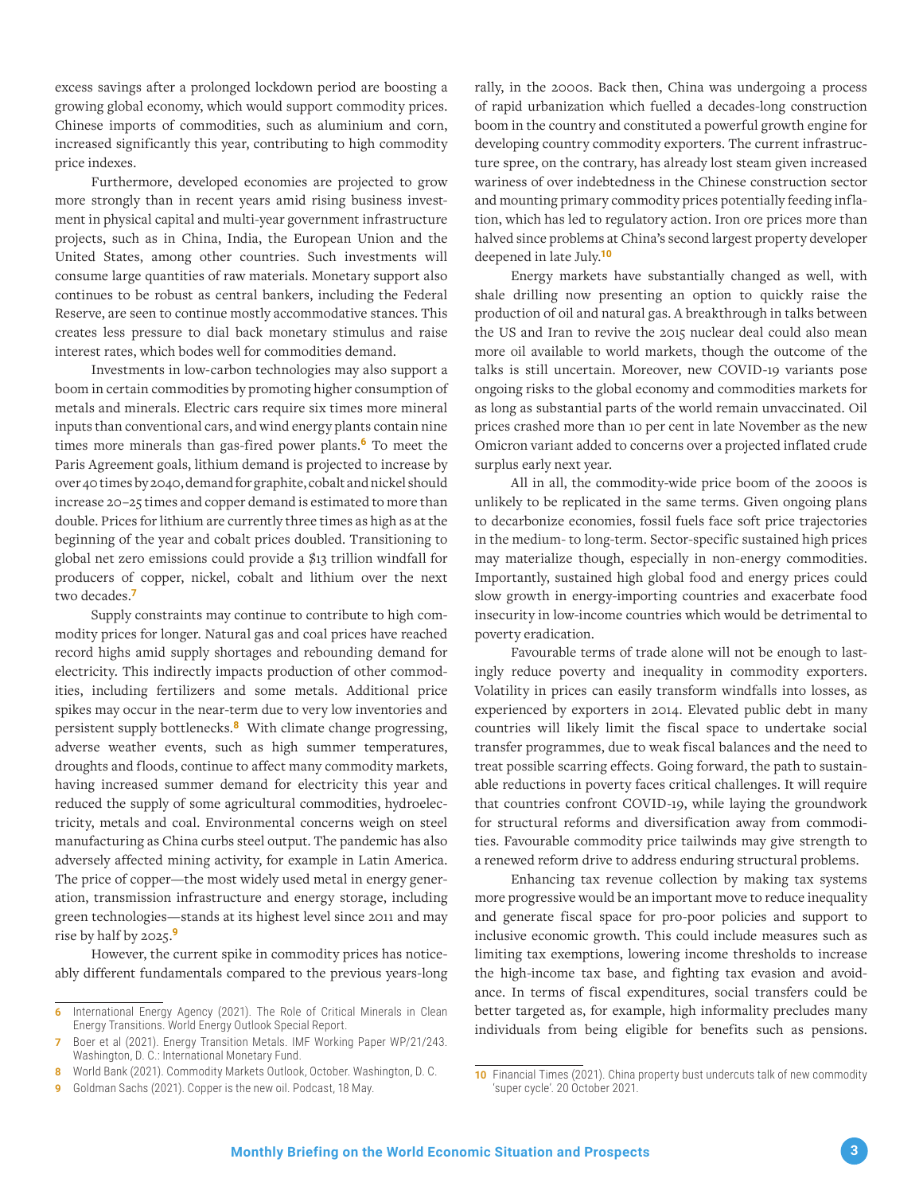excess savings after a prolonged lockdown period are boosting a growing global economy, which would support commodity prices. Chinese imports of commodities, such as aluminium and corn, increased significantly this year, contributing to high commodity price indexes.

Furthermore, developed economies are projected to grow more strongly than in recent years amid rising business investment in physical capital and multi-year government infrastructure projects, such as in China, India, the European Union and the United States, among other countries. Such investments will consume large quantities of raw materials. Monetary support also continues to be robust as central bankers, including the Federal Reserve, are seen to continue mostly accommodative stances. This creates less pressure to dial back monetary stimulus and raise interest rates, which bodes well for commodities demand.

Investments in low-carbon technologies may also support a boom in certain commodities by promoting higher consumption of metals and minerals. Electric cars require six times more mineral inputs than conventional cars, and wind energy plants contain nine times more minerals than gas-fired power plants.[6] To meet the Paris Agreement goals, lithium demand is projected to increase by over 40 times by 2040, demand for graphite, cobalt and nickel should increase 20–25 times and copper demand is estimated to more than double. Prices for lithium are currently three times as high as at the beginning of the year and cobalt prices doubled. Transitioning to global net zero emissions could provide a $13 trillion windfall for producers of copper, nickel, cobalt and lithium over the next two decades.[7]

Supply constraints may continue to contribute to high commodity prices for longer. Natural gas and coal prices have reached record highs amid supply shortages and rebounding demand for electricity. This indirectly impacts production of other commodities, including fertilizers and some metals. Additional price spikes may occur in the near-term due to very low inventories and persistent supply bottlenecks.[8] With climate change progressing, adverse weather events, such as high summer temperatures, droughts and floods, continue to affect many commodity markets, having increased summer demand for electricity this year and reduced the supply of some agricultural commodities, hydroelectricity, metals and coal. Environmental concerns weigh on steel manufacturing as China curbs steel output. The pandemic has also adversely affected mining activity, for example in Latin America. The price of copper—the most widely used metal in energy generation, transmission infrastructure and energy storage, including green technologies—stands at its highest level since 2011 and may rise by half by 2025.[9]

However, the current spike in commodity prices has noticeably different fundamentals compared to the previous years-long rally, in the 2000s. Back then, China was undergoing a process of rapid urbanization which fuelled a decades-long construction boom in the country and constituted a powerful growth engine for developing country commodity exporters. The current infrastructure spree, on the contrary, has already lost steam given increased wariness of over indebtedness in the Chinese construction sector and mounting primary commodity prices potentially feeding inflation, which has led to regulatory action. Iron ore prices more than halved since problems at China's second largest property developer deepened in late July.[10]

Energy markets have substantially changed as well, with shale drilling now presenting an option to quickly raise the production of oil and natural gas. A breakthrough in talks between the US and Iran to revive the 2015 nuclear deal could also mean more oil available to world markets, though the outcome of the talks is still uncertain. Moreover, new COVID-19 variants pose ongoing risks to the global economy and commodities markets for as long as substantial parts of the world remain unvaccinated. Oil prices crashed more than 10 per cent in late November as the new Omicron variant added to concerns over a projected inflated crude surplus early next year.

All in all, the commodity-wide price boom of the 2000s is unlikely to be replicated in the same terms. Given ongoing plans to decarbonize economies, fossil fuels face soft price trajectories in the medium- to long-term. Sector-specific sustained high prices may materialize though, especially in non-energy commodities. Importantly, sustained high global food and energy prices could slow growth in energy-importing countries and exacerbate food insecurity in low-income countries which would be detrimental to poverty eradication.

Favourable terms of trade alone will not be enough to lastingly reduce poverty and inequality in commodity exporters. Volatility in prices can easily transform windfalls into losses, as experienced by exporters in 2014. Elevated public debt in many countries will likely limit the fiscal space to undertake social transfer programmes, due to weak fiscal balances and the need to treat possible scarring effects. Going forward, the path to sustainable reductions in poverty faces critical challenges. It will require that countries confront COVID-19, while laying the groundwork for structural reforms and diversification away from commodities. Favourable commodity price tailwinds may give strength to a renewed reform drive to address enduring structural problems.

Enhancing tax revenue collection by making tax systems more progressive would be an important move to reduce inequality and generate fiscal space for pro-poor policies and support to inclusive economic growth. This could include measures such as limiting tax exemptions, lowering income thresholds to increase the high-income tax base, and fighting tax evasion and avoidance. In terms of fiscal expenditures, social transfers could be better targeted as, for example, high informality precludes many individuals from being eligible for benefits such as pensions.

---

6 International Energy Agency (2021). The Role of Critical Minerals in Clean Energy Transitions. World Energy Outlook Special Report.

7 Boer et al (2021). Energy Transition Metals. IMF Working Paper WP/21/243. Washington, D. C.: International Monetary Fund.

8 World Bank (2021). Commodity Markets Outlook, October. Washington, D. C.

9 Goldman Sachs (2021). Copper is the new oil. Podcast, 18 May.

10 Financial Times (2021). China property bust undercuts talk of new commodity 'super cycle'. 20 October 2021.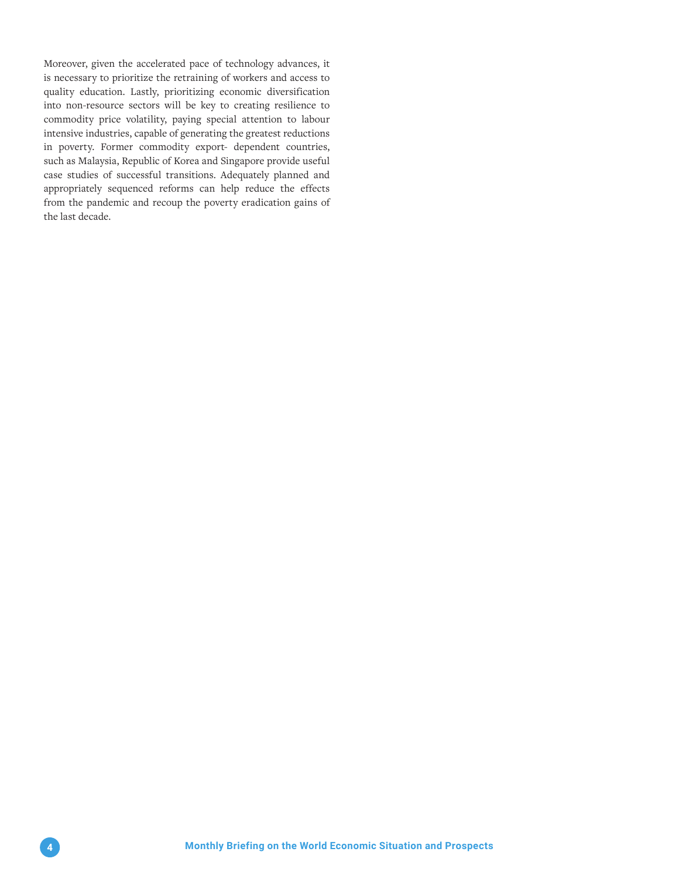Moreover, given the accelerated pace of technology advances, it is necessary to prioritize the retraining of workers and access to quality education. Lastly, prioritizing economic diversification into non-resource sectors will be key to creating resilience to commodity price volatility, paying special attention to labour intensive industries, capable of generating the greatest reductions in poverty. Former commodity export- dependent countries, such as Malaysia, Republic of Korea and Singapore provide useful case studies of successful transitions. Adequately planned and appropriately sequenced reforms can help reduce the effects from the pandemic and recoup the poverty eradication gains of the last decade.